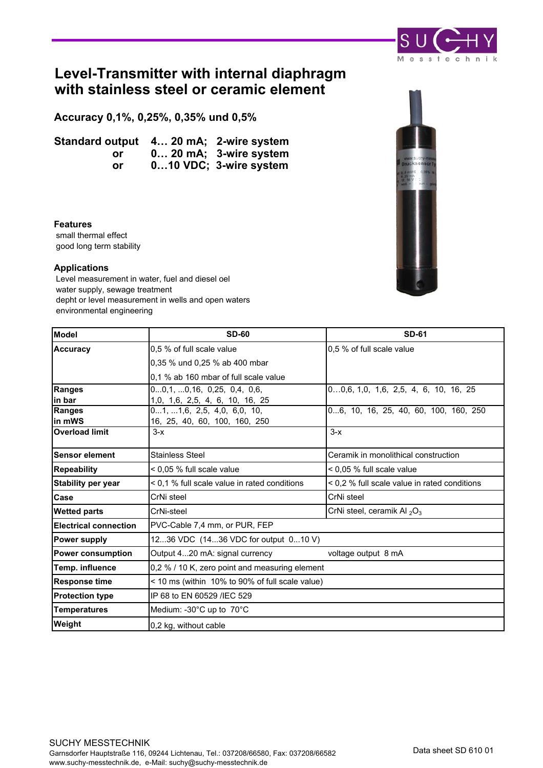# Level-Transmitter with internal diaphragm with stainless steel or ceramic element

**Accuracy 0,1%, 0,25%, 0,35% und 0,5%**

**Standard output 4… 20 mA; 2-wire system**
**or 0… 20 mA; 3-wire system**
**or 0…10 VDC; 3-wire system**

**Features**

small thermal effect
good long term stability

**Applications**

Level measurement in water, fuel and diesel oel
water supply, sewage treatment
depht or level measurement in wells and open waters
environmental engineering

| Model | SD-60 | SD-61 |
|---|---|---|
| Accuracy | 0,5 % of full scale value<br>0,35 % und 0,25 % ab 400 mbar<br>0,1 % ab 160 mbar of full scale value | 0,5 % of full scale value |
| Ranges in bar | 0...0,1, ...0,16, 0,25, 0,4, 0,6, 1,0, 1,6, 2,5, 4, 6, 10, 16, 25 | 0…0,6, 1,0, 1,6, 2,5, 4, 6, 10, 16, 25 |
| Ranges in mWS | 0...1, ...1,6, 2,5, 4,0, 6,0, 10, 16, 25, 40, 60, 100, 160, 250 | 0...6, 10, 16, 25, 40, 60, 100, 160, 250 |
| Overload limit | 3-x | 3-x |
| Sensor element | Stainless Steel | Ceramik in monolithical construction |
| Repeability | < 0,05 % full scale value | < 0,05 % full scale value |
| Stability per year | < 0,1 % full scale value in rated conditions | < 0,2 % full scale value in rated conditions |
| Case | CrNi steel | CrNi steel |
| Wetted parts | CrNi-steel | CrNi steel, ceramik $Al_2O_3$ |
| Electrical connection | PVC-Cable 7,4 mm, or PUR, FEP | |
| Power supply | 12...36 VDC (14...36 VDC for output 0...10 V) | |
| Power consumption | Output 4...20 mA: signal currency | voltage output 8 mA |
| Temp. influence | 0,2 % / 10 K, zero point and measuring element | |
| Response time | < 10 ms (within 10% to 90% of full scale value) | |
| Protection type | IP 68 to EN 60529 /IEC 529 | |
| Temperatures | Medium: -30°C up to 70°C | |
| Weight | 0,2 kg, without cable | |

SUCHY MESSTECHNIK
Garnsdorfer Hauptstraße 116, 09244 Lichtenau, Tel.: 037208/66580, Fax: 037208/66582
www.suchy-messtechnik.de, e-Mail: suchy@suchy-messtechnik.de

Data sheet SD 610 01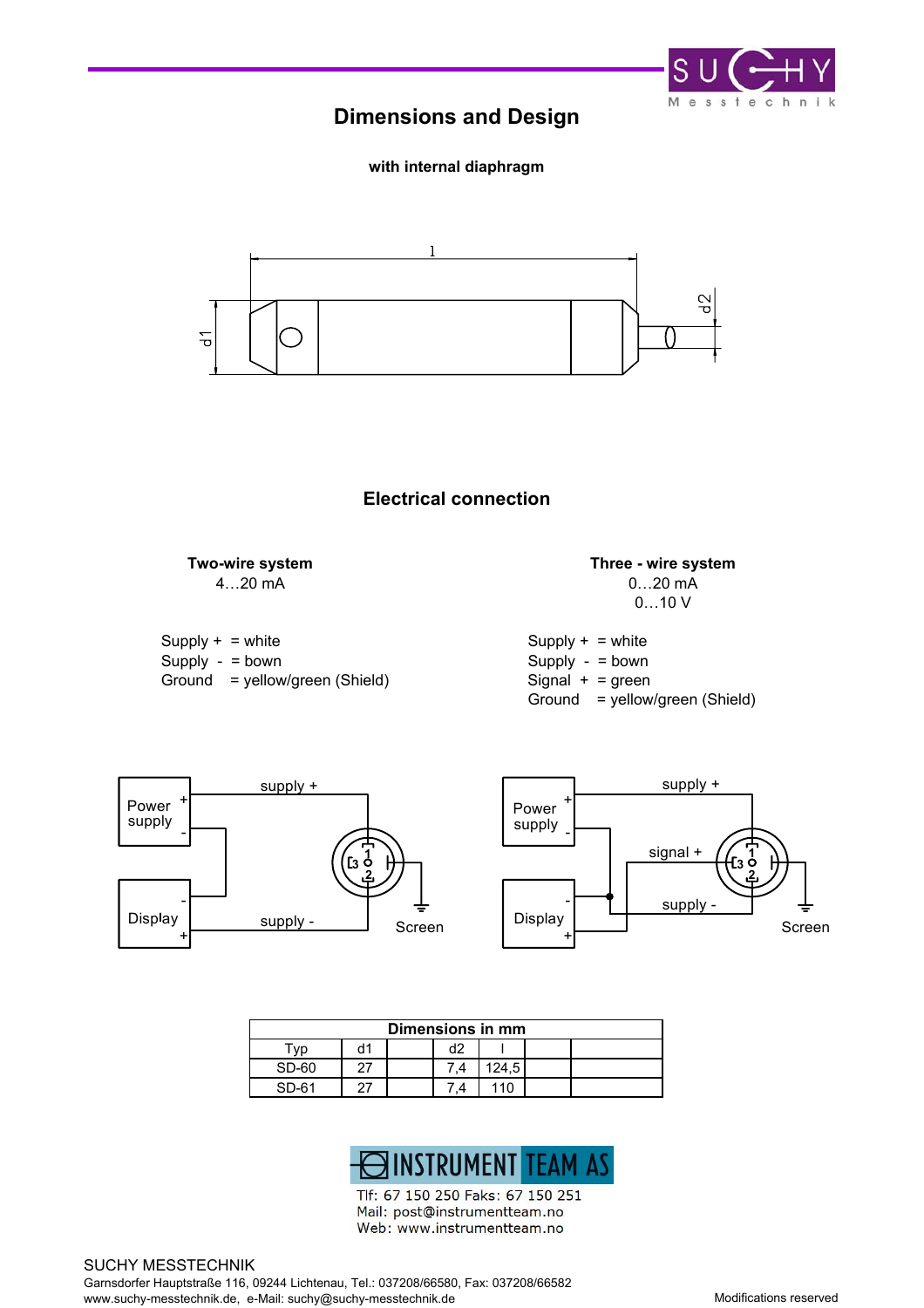# Dimensions and Design

**with internal diaphragm**

l

d1

d2

## Electrical connection

**Two-wire system**
4…20 mA

Supply + = white
Supply - = bown
Ground = yellow/green (Shield)

**Three - wire system**
0…20 mA
0…10 V

Supply + = white
Supply - = bown
Signal + = green
Ground = yellow/green (Shield)

Power supply
Display
supply +
supply -
Screen

Power supply
Display
supply +
signal +
supply -
Screen

| Dimensions in mm | | | | | | |
|---|---|---|---|---|---|---|
| Typ | d1 | | d2 | l | | |
| SD-60 | 27 | | 7,4 | 124,5 | | |
| SD-61 | 27 | | 7,4 | 110 | | |

INSTRUMENT TEAM AS
Tlf: 67 150 250 Faks: 67 150 251
Mail: post@instrumentteam.no
Web: www.instrumentteam.no

SUCHY MESSTECHNIK
Garnsdorfer Hauptstraße 116, 09244 Lichtenau, Tel.: 037208/66580, Fax: 037208/66582
www.suchy-messtechnik.de, e-Mail: suchy@suchy-messtechnik.de

Modifications reserved